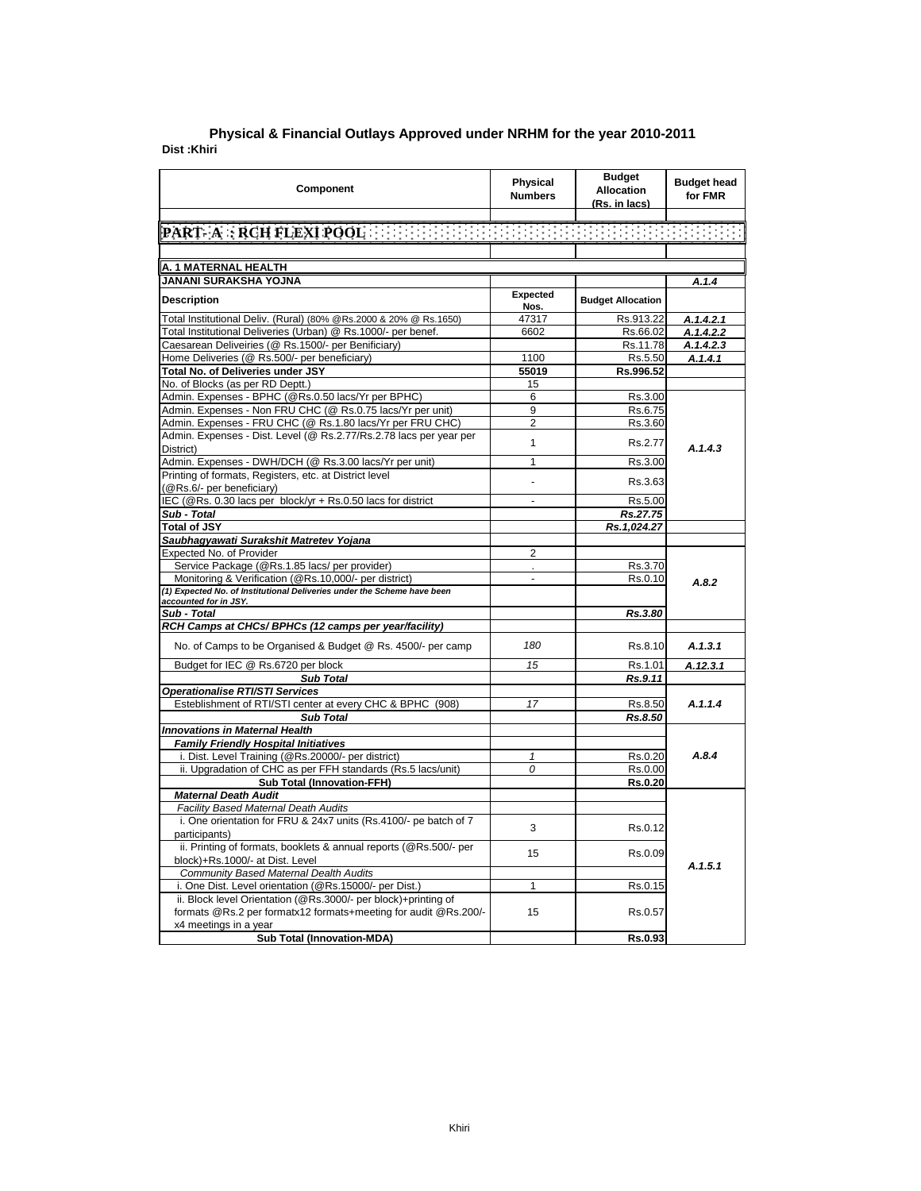# Physical & Financial Outlays Approved under NRHM for the year 2010-2011

**Dist :Khiri**

| Component | Physical Numbers | Budget Allocation (Rs. in lacs) | Budget head for FMR |
|---|---|---|---|
| **PART- A : RCH FLEXI POOL** | | | |
| **A. 1 MATERNAL HEALTH** | | | |
| **JANANI SURAKSHA YOJNA** | | | *A.1.4* |
| **Description** | **Expected Nos.** | **Budget Allocation** | |
| Total Institutional Deliv. (Rural) (80% @Rs.2000 & 20% @ Rs.1650) | 47317 | Rs.913.22 | *A.1.4.2.1* |
| Total Institutional Deliveries (Urban) @ Rs.1000/- per benef. | 6602 | Rs.66.02 | *A.1.4.2.2* |
| Caesarean Deliveiries (@ Rs.1500/- per Benificiary) | | Rs.11.78 | *A.1.4.2.3* |
| Home Deliveries (@ Rs.500/- per beneficiary) | 1100 | Rs.5.50 | *A.1.4.1* |
| **Total No. of Deliveries under JSY** | **55019** | **Rs.996.52** | |
| No. of Blocks (as per RD Deptt.) | 15 | | |
| Admin. Expenses - BPHC (@Rs.0.50 lacs/Yr per BPHC) | 6 | Rs.3.00 | *A.1.4.3* |
| Admin. Expenses - Non FRU CHC (@ Rs.0.75 lacs/Yr per unit) | 9 | Rs.6.75 | |
| Admin. Expenses - FRU CHC (@ Rs.1.80 lacs/Yr per FRU CHC) | 2 | Rs.3.60 | |
| Admin. Expenses - Dist. Level (@ Rs.2.77/Rs.2.78 lacs per year per District) | 1 | Rs.2.77 | |
| Admin. Expenses - DWH/DCH (@ Rs.3.00 lacs/Yr per unit) | 1 | Rs.3.00 | |
| Printing of formats, Registers, etc. at District level (@Rs.6/- per beneficiary) | - | Rs.3.63 | |
| IEC (@Rs. 0.30 lacs per block/yr + Rs.0.50 lacs for district | - | Rs.5.00 | |
| ***Sub - Total*** | | ***Rs.27.75*** | |
| **Total of JSY** | | ***Rs.1,024.27*** | |
| ***Saubhagyawati Surakshit Matretev Yojana*** | | | |
| Expected No. of Provider | 2 | | *A.8.2* |
| Service Package (@Rs.1.85 lacs/ per provider) | . | Rs.3.70 | |
| Monitoring & Verification (@Rs.10,000/- per district) | - | Rs.0.10 | |
| ***(1) Expected No. of Institutional Deliveries under the Scheme have been accounted for in JSY.*** | | | |
| ***Sub - Total*** | | ***Rs.3.80*** | |
| ***RCH Camps at CHCs/ BPHCs (12 camps per year/facility)*** | | | |
| No. of Camps to be Organised & Budget @ Rs. 4500/- per camp | *180* | Rs.8.10 | *A.1.3.1* |
| Budget for IEC @ Rs.6720 per block | *15* | Rs.1.01 | *A.12.3.1* |
| ***Sub Total*** | | ***Rs.9.11*** | |
| ***Operationalise RTI/STI Services*** | | | |
| Esteblishment of RTI/STI center at every CHC & BPHC (908) | *17* | Rs.8.50 | *A.1.1.4* |
| ***Sub Total*** | | ***Rs.8.50*** | |
| ***Innovations in Maternal Health*** | | | |
| ***Family Friendly Hospital Initiatives*** | | | *A.8.4* |
| i. Dist. Level Training (@Rs.20000/- per district) | *1* | Rs.0.20 | |
| ii. Upgradation of CHC as per FFH standards (Rs.5 lacs/unit) | *0* | Rs.0.00 | |
| **Sub Total (Innovation-FFH)** | | **Rs.0.20** | |
| ***Maternal Death Audit*** | | | *A.1.5.1* |
| *Facility Based Maternal Death Audits* | | | |
| i. One orientation for FRU & 24x7 units (Rs.4100/- pe batch of 7 participants) | 3 | Rs.0.12 | |
| ii. Printing of formats, booklets & annual reports (@Rs.500/- per block)+Rs.1000/- at Dist. Level | 15 | Rs.0.09 | |
| *Community Based Maternal Dealth Audits* | | | |
| i. One Dist. Level orientation (@Rs.15000/- per Dist.) | 1 | Rs.0.15 | |
| ii. Block level Orientation (@Rs.3000/- per block)+printing of formats @Rs.2 per formatx12 formats+meeting for audit @Rs.200/- x4 meetings in a year | 15 | Rs.0.57 | |
| **Sub Total (Innovation-MDA)** | | **Rs.0.93** | |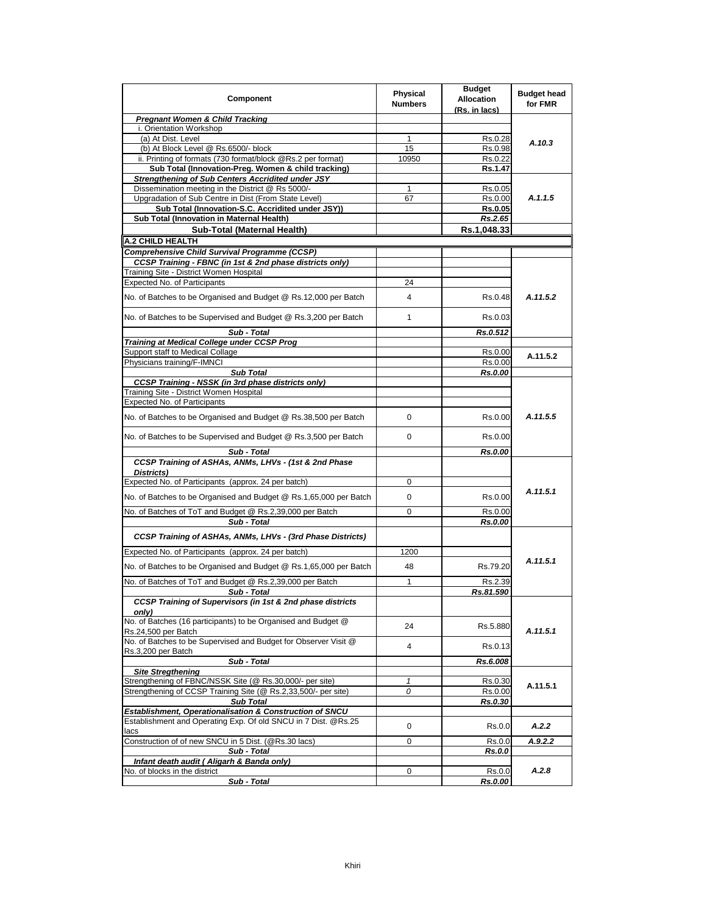| Component | Physical Numbers | Budget Allocation (Rs. in lacs) | Budget head for FMR |
|---|---|---|---|
| ***Pregnant Women & Child Tracking*** | | | |
| i. Orientation Workshop | | | |
| (a) At Dist. Level | 1 | Rs.0.28 | ***A.10.3*** |
| (b) At Block Level @ Rs.6500/- block | 15 | Rs.0.98 | |
| ii. Printing of formats (730 format/block @Rs.2 per format) | 10950 | Rs.0.22 | |
| **Sub Total (Innovation-Preg. Women & child tracking)** | | **Rs.1.47** | |
| ***Strengthening of Sub Centers Accridited under JSY*** | | | |
| Dissemination meeting in the District @ Rs 5000/- | 1 | Rs.0.05 | ***A.1.1.5*** |
| Upgradation of Sub Centre in Dist (From State Level) | 67 | Rs.0.00 | |
| **Sub Total (Innovation-S.C. Accridited under JSY))** | | **Rs.0.05** | |
| **Sub Total (Innovation in Maternal Health)** | | ***Rs.2.65*** | |
| **Sub-Total (Maternal Health)** | | **Rs.1,048.33** | |
| **A.2 CHILD HEALTH** | | | |
| ***Comprehensive Child Survival Programme (CCSP)*** | | | |
| ***CCSP Training - FBNC (in 1st & 2nd phase districts only)*** | | | |
| Training Site - District Women Hospital | | | |
| Expected No. of Participants | 24 | | |
| No. of Batches to be Organised and Budget @ Rs.12,000 per Batch | 4 | Rs.0.48 | ***A.11.5.2*** |
| No. of Batches to be Supervised and Budget @ Rs.3,200 per Batch | 1 | Rs.0.03 | |
| ***Sub - Total*** | | ***Rs.0.512*** | |
| ***Training at Medical College under CCSP Prog*** | | | |
| Support staff to Medical Collage | | Rs.0.00 | A.11.5.2 |
| Physicians training/F-IMNCI | | Rs.0.00 | |
| ***Sub Total*** | | ***Rs.0.00*** | |
| ***CCSP Training - NSSK (in 3rd phase districts only)*** | | | |
| Training Site - District Women Hospital | | | |
| Expected No. of Participants | | | |
| No. of Batches to be Organised and Budget @ Rs.38,500 per Batch | 0 | Rs.0.00 | ***A.11.5.5*** |
| No. of Batches to be Supervised and Budget @ Rs.3,500 per Batch | 0 | Rs.0.00 | |
| ***Sub - Total*** | | ***Rs.0.00*** | |
| ***CCSP Training of ASHAs, ANMs, LHVs - (1st & 2nd Phase Districts)*** | | | |
| Expected No. of Participants (approx. 24 per batch) | 0 | | ***A.11.5.1*** |
| No. of Batches to be Organised and Budget @ Rs.1,65,000 per Batch | 0 | Rs.0.00 | |
| No. of Batches of ToT and Budget @ Rs.2,39,000 per Batch | 0 | Rs.0.00 | |
| ***Sub - Total*** | | ***Rs.0.00*** | |
| ***CCSP Training of ASHAs, ANMs, LHVs - (3rd Phase Districts)*** | | | |
| Expected No. of Participants (approx. 24 per batch) | 1200 | | ***A.11.5.1*** |
| No. of Batches to be Organised and Budget @ Rs.1,65,000 per Batch | 48 | Rs.79.20 | |
| No. of Batches of ToT and Budget @ Rs.2,39,000 per Batch | 1 | Rs.2.39 | |
| ***Sub - Total*** | | ***Rs.81.590*** | |
| ***CCSP Training of Supervisors (in 1st & 2nd phase districts only)*** | | | |
| No. of Batches (16 participants) to be Organised and Budget @ Rs.24,500 per Batch | 24 | Rs.5.880 | ***A.11.5.1*** |
| No. of Batches to be Supervised and Budget for Observer Visit @ Rs.3,200 per Batch | 4 | Rs.0.13 | |
| ***Sub - Total*** | | ***Rs.6.008*** | |
| ***Site Stregthening*** | | | |
| Strengthening of FBNC/NSSK Site (@ Rs.30,000/- per site) | *1* | Rs.0.30 | A.11.5.1 |
| Strengthening of CCSP Training Site (@ Rs.2,33,500/- per site) | *0* | Rs.0.00 | |
| ***Sub Total*** | | ***Rs.0.30*** | |
| ***Establishment, Operationalisation & Construction of SNCU*** | | | |
| Establishment and Operating Exp. Of old SNCU in 7 Dist. @Rs.25 lacs | 0 | Rs.0.0 | ***A.2.2*** |
| Construction of of new SNCU in 5 Dist. (@Rs.30 lacs) | 0 | Rs.0.0 | ***A.9.2.2*** |
| ***Sub - Total*** | | ***Rs.0.0*** | |
| ***Infant death audit ( Aligarh & Banda only)*** | | | |
| No. of blocks in the district | 0 | Rs.0.0 | ***A.2.8*** |
| ***Sub - Total*** | | ***Rs.0.00*** | |

Khiri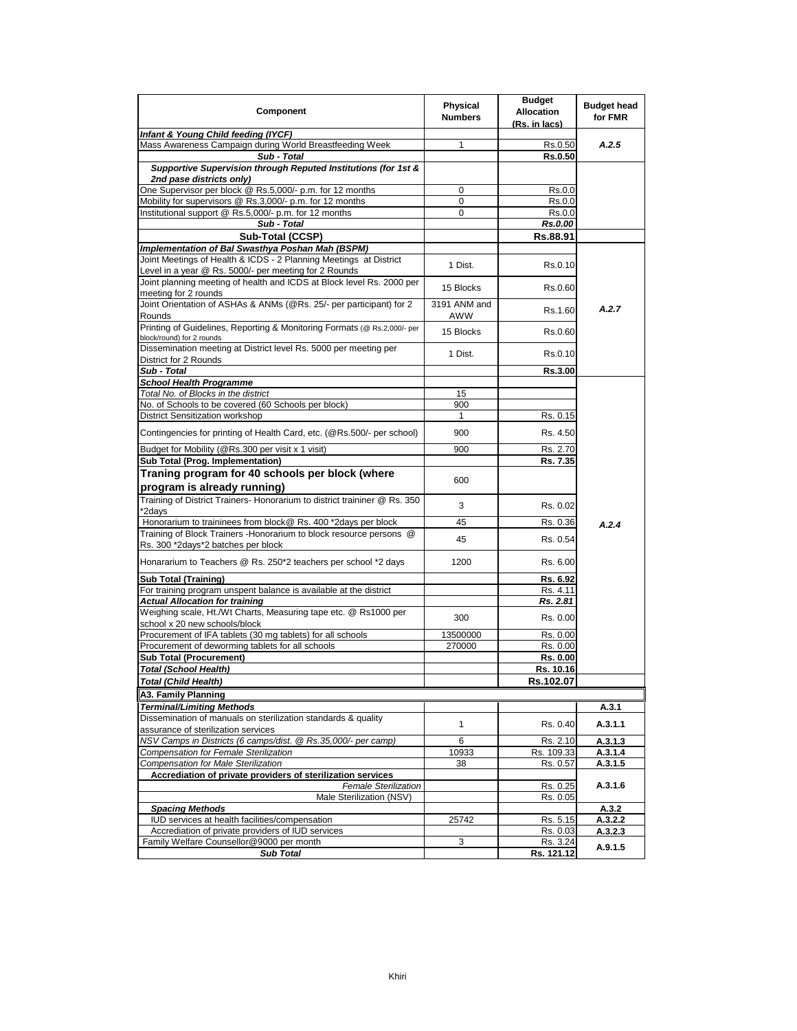| Component | Physical Numbers | Budget Allocation (Rs. in lacs) | Budget head for FMR |
|---|---|---|---|
| ***Infant & Young Child feeding (IYCF)*** | | | |
| Mass Awareness Campaign during World Breastfeeding Week | 1 | Rs.0.50 | *A.2.5* |
| ***Sub - Total*** | | **Rs.0.50** | |
| ***Supportive Supervision through Reputed Institutions (for 1st & 2nd pase districts only)*** | | | |
| One Supervisor per block @ Rs.5,000/- p.m. for 12 months | 0 | Rs.0.0 | |
| Mobility for supervisors @ Rs.3,000/- p.m. for 12 months | 0 | Rs.0.0 | |
| Institutional support @ Rs.5,000/- p.m. for 12 months | 0 | Rs.0.0 | |
| ***Sub - Total*** | | ***Rs.0.00*** | |
| **Sub-Total (CCSP)** | | **Rs.88.91** | |
| ***Implementation of Bal Swasthya Poshan Mah (BSPM)*** | | | |
| Joint Meetings of Health & ICDS - 2 Planning Meetings at District Level in a year @ Rs. 5000/- per meeting for 2 Rounds | 1 Dist. | Rs.0.10 | *A.2.7* |
| Joint planning meeting of health and ICDS at Block level Rs. 2000 per meeting for 2 rounds | 15 Blocks | Rs.0.60 | |
| Joint Orientation of ASHAs & ANMs (@Rs. 25/- per participant) for 2 Rounds | 3191 ANM and AWW | Rs.1.60 | |
| Printing of Guidelines, Reporting & Monitoring Formats (@ Rs.2,000/- per block/round) for 2 rounds | 15 Blocks | Rs.0.60 | |
| Dissemination meeting at District level Rs. 5000 per meeting per District for 2 Rounds | 1 Dist. | Rs.0.10 | |
| ***Sub - Total*** | | **Rs.3.00** | |
| ***School Health Programme*** | | | *A.2.4* |
| *Total No. of Blocks in the district* | 15 | | |
| No. of Schools to be covered (60 Schools per block) | 900 | | |
| District Sensitization workshop | 1 | Rs. 0.15 | |
| Contingencies for printing of Health Card, etc. (@Rs.500/- per school) | 900 | Rs. 4.50 | |
| Budget for Mobility (@Rs.300 per visit x 1 visit) | 900 | Rs. 2.70 | |
| **Sub Total (Prog. Implementation)** | | **Rs. 7.35** | |
| **Traning program for 40 schools per block (where program is already running)** | 600 | | |
| Training of District Trainers- Honorarium to district traininer @ Rs. 350 *2days | 3 | Rs. 0.02 | |
| Honorarium to traininees from block@ Rs. 400 *2days per block | 45 | Rs. 0.36 | |
| Training of Block Trainers -Honorarium to block resource persons @ Rs. 300 *2days*2 batches per block | 45 | Rs. 0.54 | |
| Honararium to Teachers @ Rs. 250*2 teachers per school *2 days | 1200 | Rs. 6.00 | |
| **Sub Total (Training)** | | **Rs. 6.92** | |
| For training program unspent balance is available at the district | | Rs. 4.11 | |
| ***Actual Allocation for training*** | | ***Rs. 2.81*** | |
| Weighing scale, Ht./Wt Charts, Measuring tape etc. @ Rs1000 per school x 20 new schools/block | 300 | Rs. 0.00 | |
| Procurement of IFA tablets (30 mg tablets) for all schools | 13500000 | Rs. 0.00 | |
| Procurement of deworming tablets for all schools | 270000 | Rs. 0.00 | |
| **Sub Total (Procurement)** | | **Rs. 0.00** | |
| ***Total (School Health)*** | | **Rs. 10.16** | |
| ***Total (Child Health)*** | | **Rs.102.07** | |
| **A3. Family Planning** | | | |
| ***Terminal/Limiting Methods*** | | | **A.3.1** |
| Dissemination of manuals on sterilization standards & quality assurance of sterilization services | 1 | Rs. 0.40 | **A.3.1.1** |
| *NSV Camps in Districts (6 camps/dist. @ Rs.35,000/- per camp)* | 6 | Rs. 2.10 | **A.3.1.3** |
| *Compensation for Female Sterilization* | 10933 | Rs. 109.33 | **A.3.1.4** |
| *Compensation for Male Sterilization* | 38 | Rs. 0.57 | **A.3.1.5** |
| **Accrediation of private providers of sterilization services** | | | **A.3.1.6** |
| *Female Sterilization* | | Rs. 0.25 | |
| Male Sterilization (NSV) | | Rs. 0.05 | |
| ***Spacing Methods*** | | | **A.3.2** |
| IUD services at health facilities/compensation | 25742 | Rs. 5.15 | **A.3.2.2** |
| Accrediation of private providers of IUD services | | Rs. 0.03 | **A.3.2.3** |
| Family Welfare Counsellor@9000 per month | 3 | Rs. 3.24 | **A.9.1.5** |
| ***Sub Total*** | | **Rs. 121.12** | |

Khiri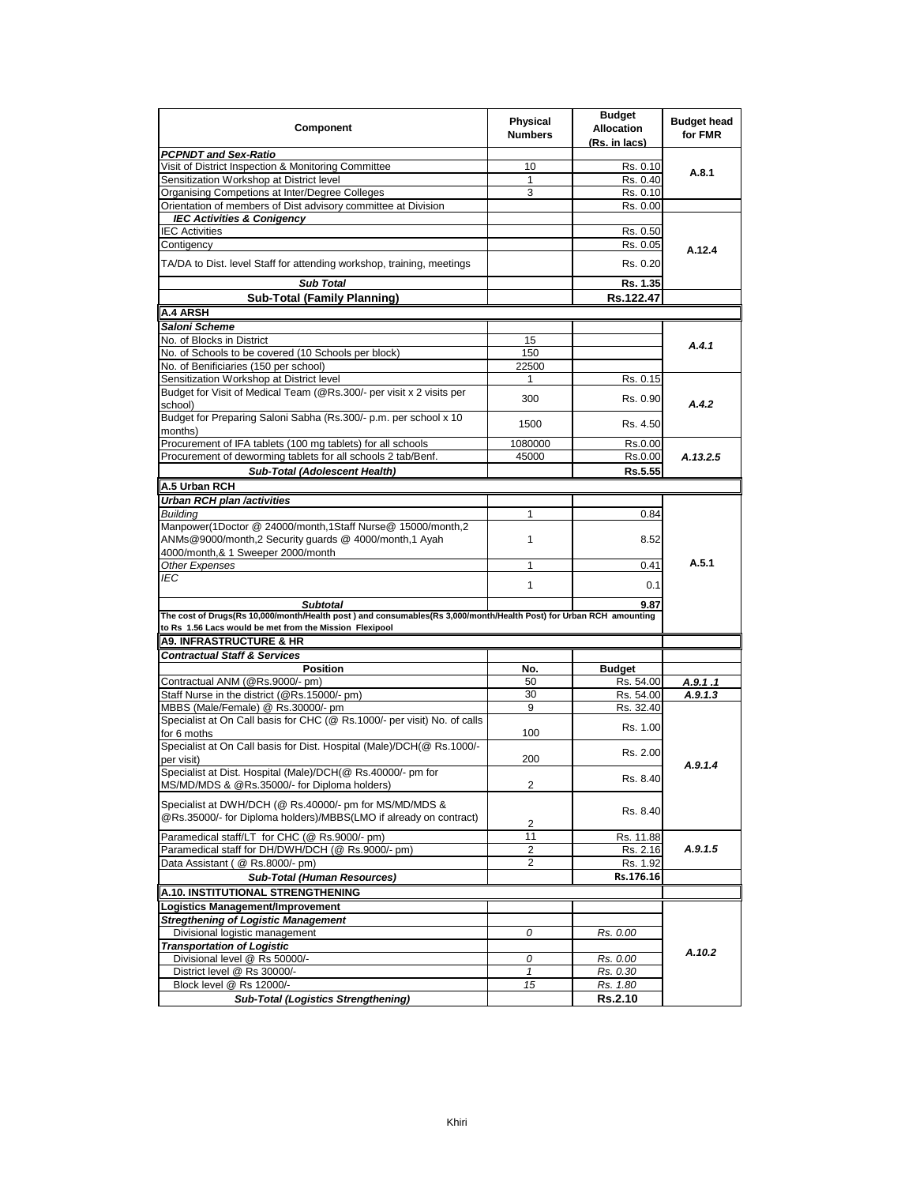| Component | Physical Numbers | Budget Allocation (Rs. in lacs) | Budget head for FMR |
|---|---|---|---|
| ***PCPNDT and Sex-Ratio*** | | | |
| Visit of District Inspection & Monitoring Committee | 10 | Rs. 0.10 | A.8.1 |
| Sensitization Workshop at District level | 1 | Rs. 0.40 | |
| Organising Competions at Inter/Degree Colleges | 3 | Rs. 0.10 | |
| Orientation of members of Dist advisory committee at Division | | Rs. 0.00 | |
| ***IEC Activities & Conigency*** | | | A.12.4 |
| IEC Activities | | Rs. 0.50 | |
| Contigency | | Rs. 0.05 | |
| TA/DA to Dist. level Staff for attending workshop, training, meetings | | Rs. 0.20 | |
| ***Sub Total*** | | **Rs. 1.35** | |
| **Sub-Total (Family Planning)** | | **Rs.122.47** | |
| **A.4 ARSH** | | | |
| ***Saloni Scheme*** | | | |
| No. of Blocks in District | 15 | | *A.4.1* |
| No. of Schools to be covered (10 Schools per block) | 150 | | |
| No. of Benificiaries (150 per school) | 22500 | | |
| Sensitization Workshop at District level | 1 | Rs. 0.15 | *A.4.2* |
| Budget for Visit of Medical Team (@Rs.300/- per visit x 2 visits per school) | 300 | Rs. 0.90 | |
| Budget for Preparing Saloni Sabha (Rs.300/- p.m. per school x 10 months) | 1500 | Rs. 4.50 | |
| Procurement of IFA tablets (100 mg tablets) for all schools | 1080000 | Rs.0.00 | *A.13.2.5* |
| Procurement of deworming tablets for all schools 2 tab/Benf. | 45000 | Rs.0.00 | |
| ***Sub-Total (Adolescent Health)*** | | **Rs.5.55** | |
| **A.5 Urban RCH** | | | |
| ***Urban RCH plan /activities*** | | | A.5.1 |
| *Building* | 1 | 0.84 | |
| Manpower(1Doctor @ 24000/month,1Staff Nurse@ 15000/month,2 ANMs@9000/month,2 Security guards @ 4000/month,1 Ayah 4000/month,& 1 Sweeper 2000/month | 1 | 8.52 | |
| *Other Expenses* | 1 | 0.41 | |
| *IEC* | 1 | 0.1 | |
| ***Subtotal*** | | **9.87** | |
| **The cost of Drugs(Rs 10,000/month/Health post ) and consumables(Rs 3,000/month/Health Post) for Urban RCH amounting to Rs 1.56 Lacs would be met from the Mission Flexipool** | | | |
| **A9. INFRASTRUCTURE & HR** | | | |
| ***Contractual Staff & Services*** | | | |
| **Position** | **No.** | **Budget** | |
| Contractual ANM (@Rs.9000/- pm) | 50 | Rs. 54.00 | *A.9.1 .1* |
| Staff Nurse in the district (@Rs.15000/- pm) | 30 | Rs. 54.00 | *A.9.1.3* |
| MBBS (Male/Female) @ Rs.30000/- pm | 9 | Rs. 32.40 | *A.9.1.4* |
| Specialist at On Call basis for CHC (@ Rs.1000/- per visit) No. of calls for 6 moths | 100 | Rs. 1.00 | |
| Specialist at On Call basis for Dist. Hospital (Male)/DCH(@ Rs.1000/- per visit) | 200 | Rs. 2.00 | |
| Specialist at Dist. Hospital (Male)/DCH(@ Rs.40000/- pm for MS/MD/MDS & @Rs.35000/- for Diploma holders) | 2 | Rs. 8.40 | |
| Specialist at DWH/DCH (@ Rs.40000/- pm for MS/MD/MDS & @Rs.35000/- for Diploma holders)/MBBS(LMO if already on contract) | 2 | Rs. 8.40 | |
| Paramedical staff/LT for CHC (@ Rs.9000/- pm) | 11 | Rs. 11.88 | *A.9.1.5* |
| Paramedical staff for DH/DWH/DCH (@ Rs.9000/- pm) | 2 | Rs. 2.16 | |
| Data Assistant ( @ Rs.8000/- pm) | 2 | Rs. 1.92 | |
| ***Sub-Total (Human Resources)*** | | **Rs.176.16** | |
| **A.10. INSTITUTIONAL STRENGTHENING** | | | |
| **Logistics Management/Improvement** | | | *A.10.2* |
| ***Stregthening of Logistic Management*** | | | |
| Divisional logistic management | *0* | *Rs. 0.00* | |
| ***Transportation of Logistic*** | | | |
| Divisional level @ Rs 50000/- | *0* | *Rs. 0.00* | |
| District level @ Rs 30000/- | *1* | *Rs. 0.30* | |
| Block level @ Rs 12000/- | *15* | *Rs. 1.80* | |
| ***Sub-Total (Logistics Strengthening)*** | | **Rs.2.10** | |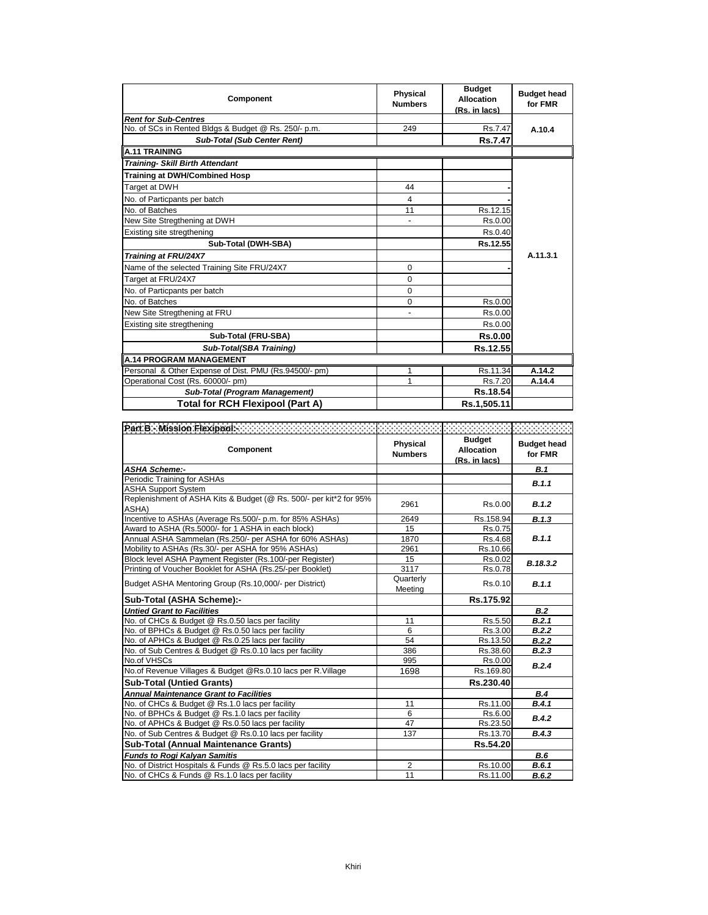| Component | Physical Numbers | Budget Allocation (Rs. in lacs) | Budget head for FMR |
|---|---|---|---|
| ***Rent for Sub-Centres*** | | | |
| No. of SCs in Rented Bldgs & Budget @ Rs. 250/- p.m. | 249 | Rs.7.47 | A.10.4 |
| ***Sub-Total (Sub Center Rent)*** | | **Rs.7.47** | |
| **A.11 TRAINING** | | | |
| ***Training- Skill Birth Attendant*** | | | A.11.3.1 |
| **Training at DWH/Combined Hosp** | | | |
| Target at DWH | 44 | - | |
| No. of Particpants per batch | 4 | - | |
| No. of Batches | 11 | Rs.12.15 | |
| New Site Stregthening at DWH | - | Rs.0.00 | |
| Existing site stregthening | | Rs.0.40 | |
| **Sub-Total (DWH-SBA)** | | **Rs.12.55** | |
| ***Training at FRU/24X7*** | | | |
| Name of the selected Training Site FRU/24X7 | 0 | - | |
| Target at FRU/24X7 | 0 | | |
| No. of Particpants per batch | 0 | | |
| No. of Batches | 0 | Rs.0.00 | |
| New Site Stregthening at FRU | - | Rs.0.00 | |
| Existing site stregthening | | Rs.0.00 | |
| **Sub-Total (FRU-SBA)** | | **Rs.0.00** | |
| ***Sub-Total(SBA Training)*** | | **Rs.12.55** | |
| **A.14 PROGRAM MANAGEMENT** | | | |
| Personal & Other Expense of Dist. PMU (Rs.94500/- pm) | 1 | Rs.11.34 | A.14.2 |
| Operational Cost (Rs. 60000/- pm) | 1 | Rs.7.20 | A.14.4 |
| ***Sub-Total (Program Management)*** | | **Rs.18.54** | |
| **Total for RCH Flexipool (Part A)** | | **Rs.1,505.11** | |

| Part B - Mission Flexipool:- | | | |
|---|---|---|---|
| **Component** | **Physical Numbers** | **Budget Allocation (Rs. in lacs)** | **Budget head for FMR** |
| ***ASHA Scheme:-*** | | | ***B.1*** |
| Periodic Training for ASHAs | | | ***B.1.1*** |
| ASHA Support System | | | |
| Replenishment of ASHA Kits & Budget (@ Rs. 500/- per kit*2 for 95% ASHA) | 2961 | Rs.0.00 | ***B.1.2*** |
| Incentive to ASHAs (Average Rs.500/- p.m. for 85% ASHAs) | 2649 | Rs.158.94 | ***B.1.3*** |
| Award to ASHA (Rs.5000/- for 1 ASHA in each block) | 15 | Rs.0.75 | ***B.1.1*** |
| Annual ASHA Sammelan (Rs.250/- per ASHA for 60% ASHAs) | 1870 | Rs.4.68 | |
| Mobility to ASHAs (Rs.30/- per ASHA for 95% ASHAs) | 2961 | Rs.10.66 | |
| Block level ASHA Payment Register (Rs.100/-per Register) | 15 | Rs.0.02 | ***B.18.3.2*** |
| Printing of Voucher Booklet for ASHA (Rs.25/-per Booklet) | 3117 | Rs.0.78 | |
| Budget ASHA Mentoring Group (Rs.10,000/- per District) | Quarterly Meeting | Rs.0.10 | ***B.1.1*** |
| **Sub-Total (ASHA Scheme):-** | | **Rs.175.92** | |
| ***Untied Grant to Facilities*** | | | ***B.2*** |
| No. of CHCs & Budget @ Rs.0.50 lacs per facility | 11 | Rs.5.50 | ***B.2.1*** |
| No. of BPHCs & Budget @ Rs.0.50 lacs per facility | 6 | Rs.3.00 | ***B.2.2*** |
| No. of APHCs & Budget @ Rs.0.25 lacs per facility | 54 | Rs.13.50 | ***B.2.2*** |
| No. of Sub Centres & Budget @ Rs.0.10 lacs per facility | 386 | Rs.38.60 | ***B.2.3*** |
| No.of VHSCs | 995 | Rs.0.00 | ***B.2.4*** |
| No.of Revenue Villages & Budget @Rs.0.10 lacs per R.Village | 1698 | Rs.169.80 | |
| **Sub-Total (Untied Grants)** | | **Rs.230.40** | |
| ***Annual Maintenance Grant to Facilities*** | | | ***B.4*** |
| No. of CHCs & Budget @ Rs.1.0 lacs per facility | 11 | Rs.11.00 | ***B.4.1*** |
| No. of BPHCs & Budget @ Rs.1.0 lacs per facility | 6 | Rs.6.00 | ***B.4.2*** |
| No. of APHCs & Budget @ Rs.0.50 lacs per facility | 47 | Rs.23.50 | |
| No. of Sub Centres & Budget @ Rs.0.10 lacs per facility | 137 | Rs.13.70 | ***B.4.3*** |
| **Sub-Total (Annual Maintenance Grants)** | | **Rs.54.20** | |
| ***Funds to Rogi Kalyan Samitis*** | | | ***B.6*** |
| No. of District Hospitals & Funds @ Rs.5.0 lacs per facility | 2 | Rs.10.00 | ***B.6.1*** |
| No. of CHCs & Funds @ Rs.1.0 lacs per facility | 11 | Rs.11.00 | ***B.6.2*** |

Khiri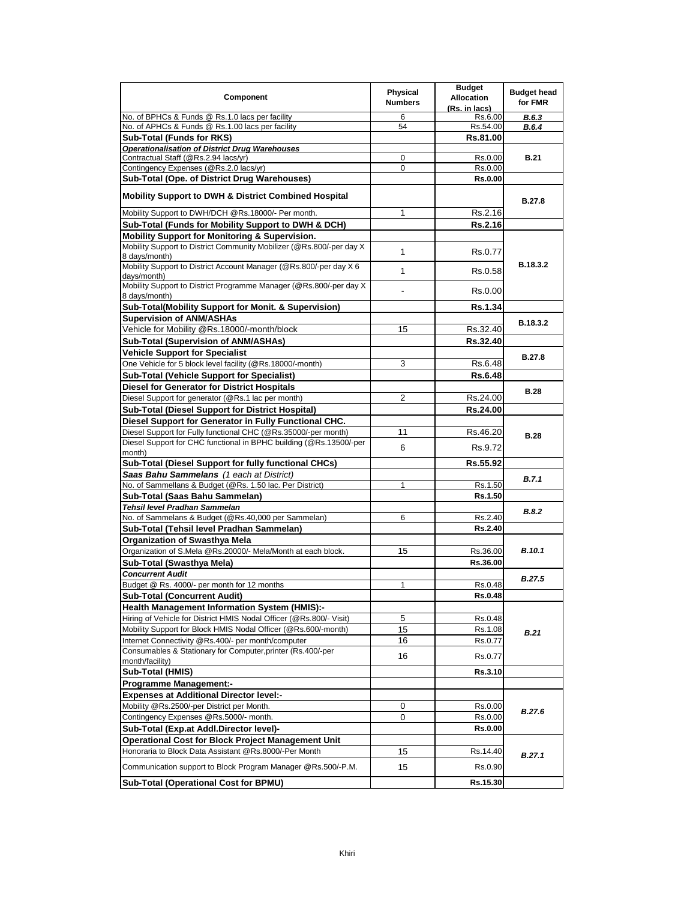| Component | Physical Numbers | Budget Allocation (Rs. in lacs) | Budget head for FMR |
|---|---|---|---|
| No. of BPHCs & Funds @ Rs.1.0 lacs per facility | 6 | Rs.6.00 | *B.6.3* |
| No. of APHCs & Funds @ Rs.1.00 lacs per facility | 54 | Rs.54.00 | *B.6.4* |
| **Sub-Total (Funds for RKS)** | | **Rs.81.00** | |
| ***Operationalisation of District Drug Warehouses*** | | | **B.21** |
| Contractual Staff (@Rs.2.94 lacs/yr) | 0 | Rs.0.00 | |
| Contingency Expenses (@Rs.2.0 lacs/yr) | 0 | Rs.0.00 | |
| **Sub-Total (Ope. of District Drug Warehouses)** | | **Rs.0.00** | |
| **Mobility Support to DWH & District Combined Hospital** | | | **B.27.8** |
| Mobility Support to DWH/DCH @Rs.18000/- Per month. | 1 | Rs.2.16 | |
| **Sub-Total (Funds for Mobility Support to DWH & DCH)** | | **Rs.2.16** | |
| **Mobility Support for Monitoring & Supervision.** | | | **B.18.3.2** |
| Mobility Support to District Community Mobilizer (@Rs.800/-per day X 8 days/month) | 1 | Rs.0.77 | |
| Mobility Support to District Account Manager (@Rs.800/-per day X 6 days/month) | 1 | Rs.0.58 | |
| Mobility Support to District Programme Manager (@Rs.800/-per day X 8 days/month) | - | Rs.0.00 | |
| **Sub-Total(Mobility Support for Monit. & Supervision)** | | **Rs.1.34** | |
| **Supervision of ANM/ASHAs** | | | **B.18.3.2** |
| Vehicle for Mobility @Rs.18000/-month/block | 15 | Rs.32.40 | |
| **Sub-Total (Supervision of ANM/ASHAs)** | | **Rs.32.40** | |
| **Vehicle Support for Specialist** | | | **B.27.8** |
| One Vehicle for 5 block level facility (@Rs.18000/-month) | 3 | Rs.6.48 | |
| **Sub-Total (Vehicle Support for Specialist)** | | **Rs.6.48** | |
| **Diesel for Generator for District Hospitals** | | | **B.28** |
| Diesel Support for generator (@Rs.1 lac per month) | 2 | Rs.24.00 | |
| **Sub-Total (Diesel Support for District Hospital)** | | **Rs.24.00** | |
| **Diesel Support for Generator in Fully Functional CHC.** | | | **B.28** |
| Diesel Support for Fully functional CHC (@Rs.35000/-per month) | 11 | Rs.46.20 | |
| Diesel Support for CHC functional in BPHC building (@Rs.13500/-per month) | 6 | Rs.9.72 | |
| **Sub-Total (Diesel Support for fully functional CHCs)** | | **Rs.55.92** | |
| ***Saas Bahu Sammelans** (1 each at District)* | | | ***B.7.1*** |
| No. of Sammellans & Budget (@Rs. 1.50 lac. Per District) | 1 | Rs.1.50 | |
| **Sub-Total (Saas Bahu Sammelan)** | | **Rs.1.50** | |
| ***Tehsil level Pradhan Sammelan*** | | | ***B.8.2*** |
| No. of Sammelans & Budget (@Rs.40,000 per Sammelan) | 6 | Rs.2.40 | |
| **Sub-Total (Tehsil level Pradhan Sammelan)** | | **Rs.2.40** | |
| **Organization of Swasthya Mela** | | | ***B.10.1*** |
| Organization of S.Mela @Rs.20000/- Mela/Month at each block. | 15 | Rs.36.00 | |
| **Sub-Total (Swasthya Mela)** | | **Rs.36.00** | |
| ***Concurrent Audit*** | | | ***B.27.5*** |
| Budget @ Rs. 4000/- per month for 12 months | 1 | Rs.0.48 | |
| **Sub-Total (Concurrent Audit)** | | **Rs.0.48** | |
| **Health Management Information System (HMIS):-** | | | ***B.21*** |
| Hiring of Vehicle for District HMIS Nodal Officer (@Rs.800/- Visit) | 5 | Rs.0.48 | |
| Mobility Support for Block HMIS Nodal Officer (@Rs.600/-month) | 15 | Rs.1.08 | |
| Internet Connectivity @Rs.400/- per month/computer | 16 | Rs.0.77 | |
| Consumables & Stationary for Computer,printer (Rs.400/-per month/facility) | 16 | Rs.0.77 | |
| **Sub-Total (HMIS)** | | **Rs.3.10** | |
| **Programme Management:-** | | | |
| **Expenses at Additional Director level:-** | | | ***B.27.6*** |
| Mobility @Rs.2500/-per District per Month. | 0 | Rs.0.00 | |
| Contingency Expenses @Rs.5000/- month. | 0 | Rs.0.00 | |
| **Sub-Total (Exp.at Addl.Director level)-** | | **Rs.0.00** | |
| **Operational Cost for Block Project Management Unit** | | | ***B.27.1*** |
| Honoraria to Block Data Assistant @Rs.8000/-Per Month | 15 | Rs.14.40 | |
| Communication support to Block Program Manager @Rs.500/-P.M. | 15 | Rs.0.90 | |
| **Sub-Total (Operational Cost for BPMU)** | | **Rs.15.30** | |

Khiri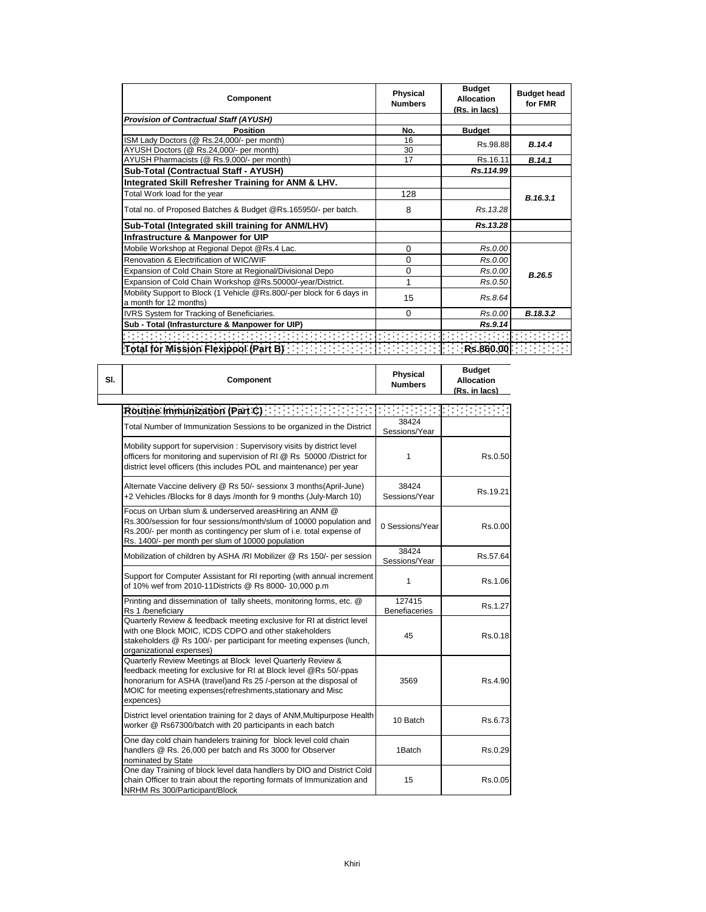| Component | Physical Numbers | Budget Allocation (Rs. in lacs) | Budget head for FMR |
|---|---|---|---|
| ***Provision of Contractual Staff (AYUSH)*** | | | |
| **Position** | **No.** | **Budget** | |
| ISM Lady Doctors (@ Rs.24,000/- per month) | 16 | Rs.98.88 | ***B.14.4*** |
| AYUSH Doctors (@ Rs.24,000/- per month) | 30 | | |
| AYUSH Pharmacists (@ Rs.9,000/- per month) | 17 | Rs.16.11 | ***B.14.1*** |
| **Sub-Total (Contractual Staff - AYUSH)** | | ***Rs.114.99*** | |
| **Integrated Skill Refresher Training for ANM & LHV.** | | | ***B.16.3.1*** |
| Total Work load for the year | 128 | | |
| Total no. of Proposed Batches & Budget @Rs.165950/- per batch. | 8 | *Rs.13.28* | |
| **Sub-Total (Integrated skill training for ANM/LHV)** | | ***Rs.13.28*** | |
| **Infrastructure & Manpower for UIP** | | | |
| Mobile Workshop at Regional Depot @Rs.4 Lac. | 0 | *Rs.0.00* | ***B.26.5*** |
| Renovation & Electrification of WIC/WIF | 0 | *Rs.0.00* | |
| Expansion of Cold Chain Store at Regional/Divisional Depo | 0 | *Rs.0.00* | |
| Expansion of Cold Chain Workshop @Rs.50000/-year/District. | 1 | *Rs.0.50* | |
| Mobility Support to Block (1 Vehicle @Rs.800/-per block for 6 days in a month for 12 months) | 15 | *Rs.8.64* | |
| IVRS System for Tracking of Beneficiaries. | 0 | *Rs.0.00* | ***B.18.3.2*** |
| **Sub - Total (Infrasturcture & Manpower for UIP)** | | ***Rs.9.14*** | |
| **Total for Mission Flexipool (Part B)** | | **Rs.860.00** | |

| Sl. | Component | Physical Numbers | Budget Allocation (Rs. in lacs) |
|---|---|---|---|
| | **Routine Immunization (Part C)** | | |
| | Total Number of Immunization Sessions to be organized in the District | 38424 Sessions/Year | |
| | Mobility support for supervision : Supervisory visits by district level officers for monitoring and supervision of RI @ Rs 50000 /District for district level officers (this includes POL and maintenance) per year | 1 | Rs.0.50 |
| | Alternate Vaccine delivery @ Rs 50/- sessionx 3 months(April-June) +2 Vehicles /Blocks for 8 days /month for 9 months (July-March 10) | 38424 Sessions/Year | Rs.19.21 |
| | Focus on Urban slum & underserved areasHiring an ANM @ Rs.300/session for four sessions/month/slum of 10000 population and Rs.200/- per month as contingency per slum of i.e. total expense of Rs. 1400/- per month per slum of 10000 population | 0 Sessions/Year | Rs.0.00 |
| | Mobilization of children by ASHA /RI Mobilizer @ Rs 150/- per session | 38424 Sessions/Year | Rs.57.64 |
| | Support for Computer Assistant for RI reporting (with annual increment of 10% wef from 2010-11Districts @ Rs 8000- 10,000 p.m | 1 | Rs.1.06 |
| | Printing and dissemination of tally sheets, monitoring forms, etc. @ Rs 1 /beneficiary | 127415 Benefiaceries | Rs.1.27 |
| | Quarterly Review & feedback meeting exclusive for RI at district level with one Block MOIC, ICDS CDPO and other stakeholders stakeholders @ Rs 100/- per participant for meeting expenses (lunch, organizational expenses) | 45 | Rs.0.18 |
| | Quarterly Review Meetings at Block level Quarterly Review & feedback meeting for exclusive for RI at Block level @Rs 50/-ppas honorarium for ASHA (travel)and Rs 25 /-person at the disposal of MOIC for meeting expenses(refreshments,stationary and Misc expences) | 3569 | Rs.4.90 |
| | District level orientation training for 2 days of ANM,Multipurpose Health worker @ Rs67300/batch with 20 participants in each batch | 10 Batch | Rs.6.73 |
| | One day cold chain handelers training for block level cold chain handlers @ Rs. 26,000 per batch and Rs 3000 for Observer nominated by State | 1Batch | Rs.0.29 |
| | One day Training of block level data handlers by DIO and District Cold chain Officer to train about the reporting formats of Immunization and NRHM Rs 300/Participant/Block | 15 | Rs.0.05 |

Khiri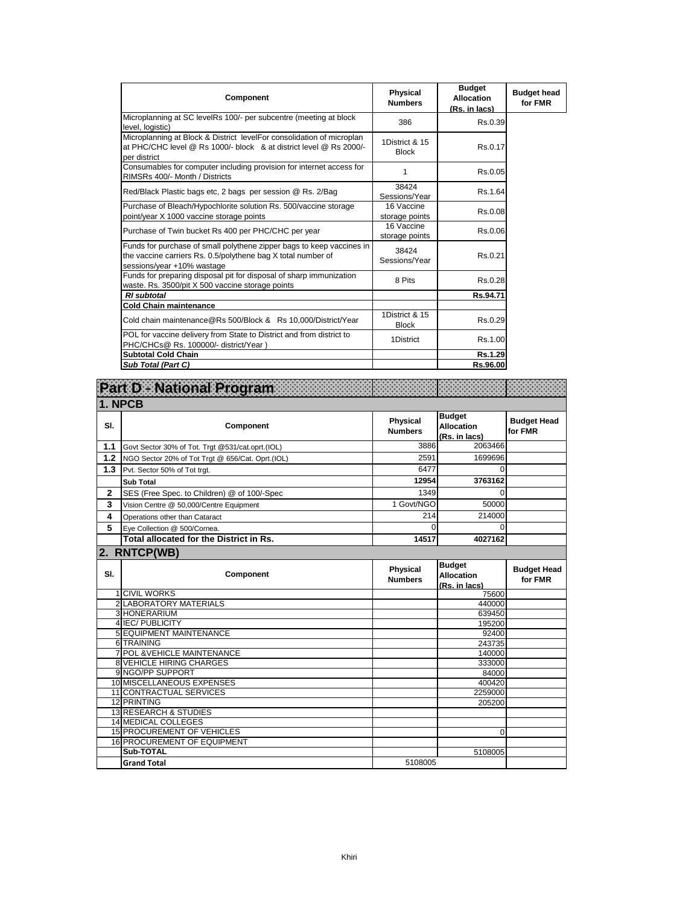| Component | Physical Numbers | Budget Allocation (Rs. in lacs) | Budget head for FMR |
|---|---|---|---|
| Microplanning at SC levelRs 100/- per subcentre (meeting at block level, logistic) | 386 | Rs.0.39 | |
| Microplanning at Block & District levelFor consolidation of microplan at PHC/CHC level @ Rs 1000/- block & at district level @ Rs 2000/- per district | 1District & 15 Block | Rs.0.17 | |
| Consumables for computer including provision for internet access for RIMSRs 400/- Month / Districts | 1 | Rs.0.05 | |
| Red/Black Plastic bags etc, 2 bags per session @ Rs. 2/Bag | 38424 Sessions/Year | Rs.1.64 | |
| Purchase of Bleach/Hypochlorite solution Rs. 500/vaccine storage point/year X 1000 vaccine storage points | 16 Vaccine storage points | Rs.0.08 | |
| Purchase of Twin bucket Rs 400 per PHC/CHC per year | 16 Vaccine storage points | Rs.0.06 | |
| Funds for purchase of small polythene zipper bags to keep vaccines in the vaccine carriers Rs. 0.5/polythene bag X total number of sessions/year +10% wastage | 38424 Sessions/Year | Rs.0.21 | |
| Funds for preparing disposal pit for disposal of sharp immunization waste. Rs. 3500/pit X 500 vaccine storage points | 8 Pits | Rs.0.28 | |
| ***RI subtotal*** | | **Rs.94.71** | |
| **Cold Chain maintenance** | | | |
| Cold chain maintenance@Rs 500/Block & Rs 10,000/District/Year | 1District & 15 Block | Rs.0.29 | |
| POL for vaccine delivery from State to District and from district to PHC/CHCs@ Rs. 100000/- district/Year ) | 1District | Rs.1.00 | |
| **Subtotal Cold Chain** | | **Rs.1.29** | |
| ***Sub Total (Part C)*** | | **Rs.96.00** | |

# Part D - National Program

## 1. NPCB

| Sl. | Component | Physical Numbers | Budget Allocation (Rs. in lacs) | Budget Head for FMR |
|---|---|---|---|---|
| **1.1** | Govt Sector 30% of Tot. Trgt @531/cat.oprt.(IOL) | 3886 | 2063466 | |
| **1.2** | NGO Sector 20% of Tot Trgt @ 656/Cat. Oprt.(IOL) | 2591 | 1699696 | |
| **1.3** | Pvt. Sector 50% of Tot trgt. | 6477 | 0 | |
| | **Sub Total** | **12954** | **3763162** | |
| **2** | SES (Free Spec. to Children) @ of 100/-Spec | 1349 | 0 | |
| **3** | Vision Centre @ 50,000/Centre Equipment | 1 Govt/NGO | 50000 | |
| **4** | Operations other than Cataract | 214 | 214000 | |
| **5** | Eye Collection @ 500/Cornea. | 0 | 0 | |
| | **Total allocated for the District in Rs.** | **14517** | **4027162** | |

## 2. RNTCP(WB)

| Sl. | Component | Physical Numbers | Budget Allocation (Rs. in lacs) | Budget Head for FMR |
|---|---|---|---|---|
| 1 | CIVIL WORKS | | 75600 | |
| 2 | LABORATORY MATERIALS | | 440000 | |
| 3 | HONERARIUM | | 639450 | |
| 4 | IEC/ PUBLICITY | | 195200 | |
| 5 | EQUIPMENT MAINTENANCE | | 92400 | |
| 6 | TRAINING | | 243735 | |
| 7 | POL &VEHICLE MAINTENANCE | | 140000 | |
| 8 | VEHICLE HIRING CHARGES | | 333000 | |
| 9 | NGO/PP SUPPORT | | 84000 | |
| 10 | MISCELLANEOUS EXPENSES | | 400420 | |
| 11 | CONTRACTUAL SERVICES | | 2259000 | |
| 12 | PRINTING | | 205200 | |
| 13 | RESEARCH & STUDIES | | | |
| 14 | MEDICAL COLLEGES | | | |
| 15 | PROCUREMENT OF VEHICLES | | 0 | |
| 16 | PROCUREMENT OF EQUIPMENT | | | |
| | **Sub-TOTAL** | | 5108005 | |
| | **Grand Total** | 5108005 | | |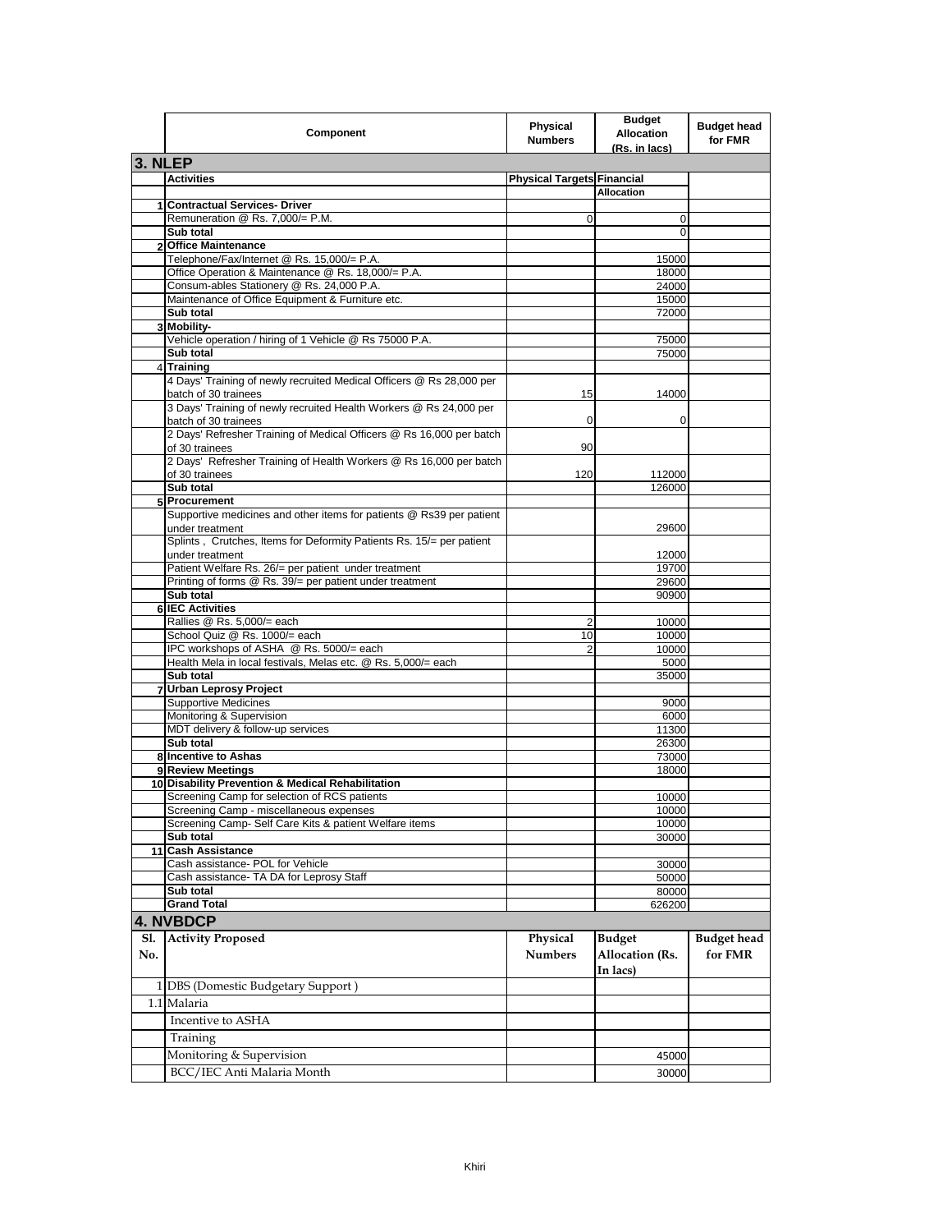| | Component | Physical Numbers | Budget Allocation (Rs. in lacs) | Budget head for FMR |
|---|---|---|---|---|
| **3. NLEP** | | | | |
| | **Activities** | **Physical Targets** | **Financial Allocation** | |
| 1 | **Contractual Services- Driver** | | | |
| | Remuneration @ Rs. 7,000/= P.M. | 0 | 0 | |
| | **Sub total** | | 0 | |
| 2 | **Office Maintenance** | | | |
| | Telephone/Fax/Internet @ Rs. 15,000/= P.A. | | 15000 | |
| | Office Operation & Maintenance @ Rs. 18,000/= P.A. | | 18000 | |
| | Consum-ables Stationery @ Rs. 24,000 P.A. | | 24000 | |
| | Maintenance of Office Equipment & Furniture etc. | | 15000 | |
| | **Sub total** | | 72000 | |
| 3 | **Mobility-** | | | |
| | Vehicle operation / hiring of 1 Vehicle @ Rs 75000 P.A. | | 75000 | |
| | **Sub total** | | 75000 | |
| 4 | **Training** | | | |
| | 4 Days' Training of newly recruited Medical Officers @ Rs 28,000 per batch of 30 trainees | 15 | 14000 | |
| | 3 Days' Training of newly recruited Health Workers @ Rs 24,000 per batch of 30 trainees | 0 | 0 | |
| | 2 Days' Refresher Training of Medical Officers @ Rs 16,000 per batch of 30 trainees | 90 | | |
| | 2 Days' Refresher Training of Health Workers @ Rs 16,000 per batch of 30 trainees | 120 | 112000 | |
| | **Sub total** | | 126000 | |
| 5 | **Procurement** | | | |
| | Supportive medicines and other items for patients @ Rs39 per patient under treatment | | 29600 | |
| | Splints , Crutches, Items for Deformity Patients Rs. 15/= per patient under treatment | | 12000 | |
| | Patient Welfare Rs. 26/= per patient under treatment | | 19700 | |
| | Printing of forms @ Rs. 39/= per patient under treatment | | 29600 | |
| | **Sub total** | | 90900 | |
| 6 | **IEC Activities** | | | |
| | Rallies @ Rs. 5,000/= each | 2 | 10000 | |
| | School Quiz @ Rs. 1000/= each | 10 | 10000 | |
| | IPC workshops of ASHA @ Rs. 5000/= each | 2 | 10000 | |
| | Health Mela in local festivals, Melas etc. @ Rs. 5,000/= each | | 5000 | |
| | **Sub total** | | 35000 | |
| 7 | **Urban Leprosy Project** | | | |
| | Supportive Medicines | | 9000 | |
| | Monitoring & Supervision | | 6000 | |
| | MDT delivery & follow-up services | | 11300 | |
| | **Sub total** | | 26300 | |
| 8 | **Incentive to Ashas** | | 73000 | |
| 9 | **Review Meetings** | | 18000 | |
| 10 | **Disability Prevention & Medical Rehabilitation** | | | |
| | Screening Camp for selection of RCS patients | | 10000 | |
| | Screening Camp - miscellaneous expenses | | 10000 | |
| | Screening Camp- Self Care Kits & patient Welfare items | | 10000 | |
| | **Sub total** | | 30000 | |
| 11 | **Cash Assistance** | | | |
| | Cash assistance- POL for Vehicle | | 30000 | |
| | Cash assistance- TA DA for Leprosy Staff | | 50000 | |
| | **Sub total** | | 80000 | |
| | **Grand Total** | | 626200 | |
| **4. NVBDCP** | | | | |
| **Sl. No.** | **Activity Proposed** | **Physical Numbers** | **Budget Allocation (Rs. In lacs)** | **Budget head for FMR** |
| 1 | DBS (Domestic Budgetary Support ) | | | |
| 1.1 | Malaria | | | |
| | Incentive to ASHA | | | |
| | Training | | | |
| | Monitoring & Supervision | | 45000 | |
| | BCC/IEC Anti Malaria Month | | 30000 | |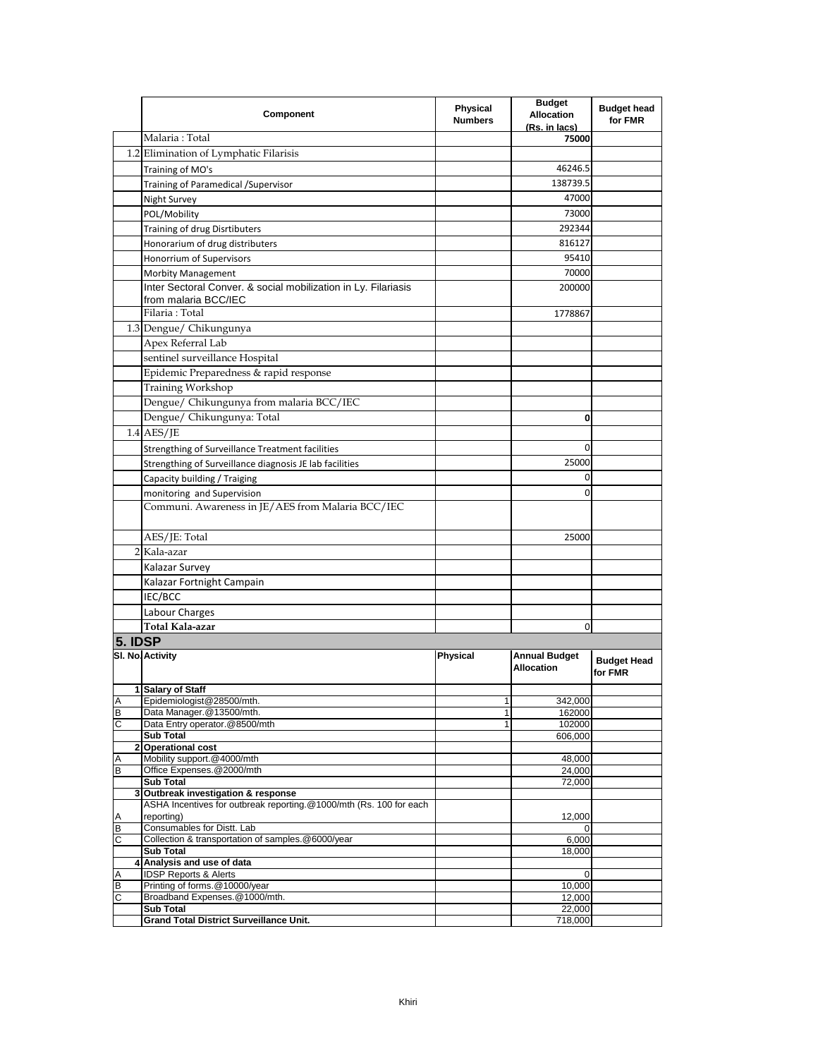| | Component | Physical Numbers | Budget Allocation (Rs. in lacs) | Budget head for FMR |
|---|---|---|---|---|
| | Malaria : Total | | **75000** | |
| 1.2 | Elimination of Lymphatic Filarisis | | | |
| | Training of MO's | | 46246.5 | |
| | Training of Paramedical /Supervisor | | 138739.5 | |
| | Night Survey | | 47000 | |
| | POL/Mobility | | 73000 | |
| | Training of drug Disrtibuters | | 292344 | |
| | Honorarium of drug distributers | | 816127 | |
| | Honorrium of Supervisors | | 95410 | |
| | Morbity Management | | 70000 | |
| | Inter Sectoral Conver. & social mobilization in Ly. Filariasis from malaria BCC/IEC | | 200000 | |
| | Filaria : Total | | 1778867 | |
| 1.3 | Dengue/ Chikungunya | | | |
| | Apex Referral Lab | | | |
| | sentinel surveillance Hospital | | | |
| | Epidemic Preparedness & rapid response | | | |
| | Training Workshop | | | |
| | Dengue/ Chikungunya from malaria BCC/IEC | | | |
| | Dengue/ Chikungunya: Total | | **0** | |
| 1.4 | AES/JE | | | |
| | Strengthing of Surveillance Treatment facilities | | 0 | |
| | Strengthing of Surveillance diagnosis JE lab facilities | | 25000 | |
| | Capacity building / Traiging | | 0 | |
| | monitoring and Supervision | | 0 | |
| | Communi. Awareness in JE/AES from Malaria BCC/IEC | | | |
| | AES/JE: Total | | 25000 | |
| 2 | Kala-azar | | | |
| | Kalazar Survey | | | |
| | Kalazar Fortnight Campain | | | |
| | IEC/BCC | | | |
| | Labour Charges | | | |
| | **Total Kala-azar** | | 0 | |

## 5. IDSP

| Sl. No. | Activity | Physical | Annual Budget Allocation | Budget Head for FMR |
|---|---|---|---|---|
| 1 | **Salary of Staff** | | | |
| A | Epidemiologist@28500/mth. | 1 | 342,000 | |
| B | Data Manager.@13500/mth. | 1 | 162000 | |
| C | Data Entry operator.@8500/mth | 1 | 102000 | |
| | **Sub Total** | | 606,000 | |
| 2 | **Operational cost** | | | |
| A | Mobility support.@4000/mth | | 48,000 | |
| B | Office Expenses.@2000/mth | | 24,000 | |
| | **Sub Total** | | 72,000 | |
| 3 | **Outbreak investigation & response** | | | |
| A | ASHA Incentives for outbreak reporting.@1000/mth (Rs. 100 for each reporting) | | 12,000 | |
| B | Consumables for Distt. Lab | | 0 | |
| C | Collection & transportation of samples.@6000/year | | 6,000 | |
| | **Sub Total** | | 18,000 | |
| 4 | **Analysis and use of data** | | | |
| A | IDSP Reports & Alerts | | 0 | |
| B | Printing of forms.@10000/year | | 10,000 | |
| C | Broadband Expenses.@1000/mth. | | 12,000 | |
| | **Sub Total** | | 22,000 | |
| | **Grand Total District Surveillance Unit.** | | 718,000 | |

Khiri